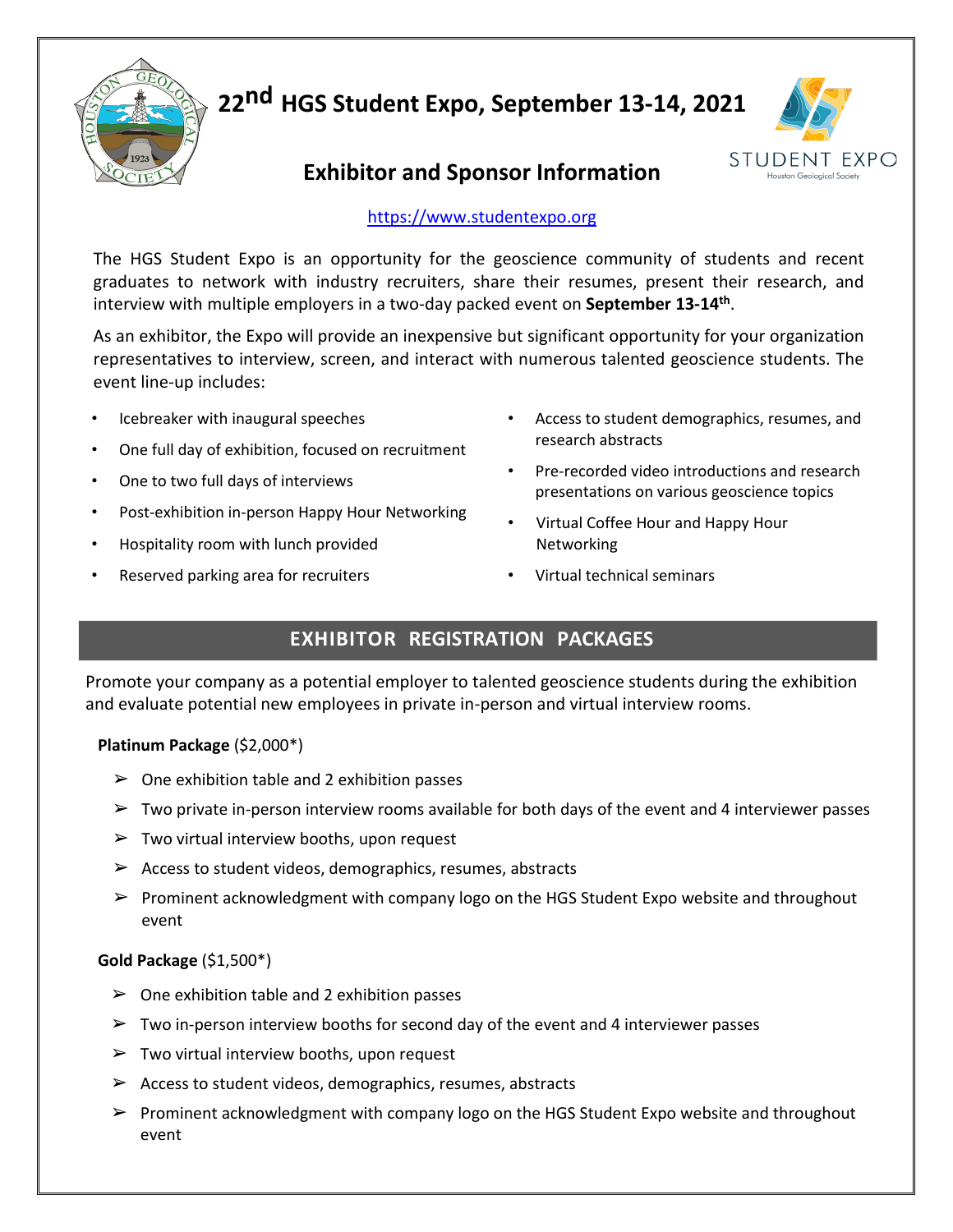# 22nd HGS Student Expo, September 13-14, 2021

## Exhibitor and Sponsor Information

https://www.studentexpo.org

The HGS Student Expo is an opportunity for the geoscience community of students and recent graduates to network with industry recruiters, share their resumes, present their research, and interview with multiple employers in a two-day packed event on **September 13-14th**.

As an exhibitor, the Expo will provide an inexpensive but significant opportunity for your organization representatives to interview, screen, and interact with numerous talented geoscience students. The event line-up includes:

- Icebreaker with inaugural speeches
- One full day of exhibition, focused on recruitment
- One to two full days of interviews
- Post-exhibition in-person Happy Hour Networking
- Hospitality room with lunch provided
- Reserved parking area for recruiters
- Access to student demographics, resumes, and research abstracts
- Pre-recorded video introductions and research presentations on various geoscience topics
- Virtual Coffee Hour and Happy Hour Networking
- Virtual technical seminars

## EXHIBITOR REGISTRATION PACKAGES

Promote your company as a potential employer to talented geoscience students during the exhibition and evaluate potential new employees in private in-person and virtual interview rooms.

**Platinum Package** ($2,000*)

- One exhibition table and 2 exhibition passes
- Two private in-person interview rooms available for both days of the event and 4 interviewer passes
- Two virtual interview booths, upon request
- Access to student videos, demographics, resumes, abstracts
- Prominent acknowledgment with company logo on the HGS Student Expo website and throughout event

**Gold Package** ($1,500*)

- One exhibition table and 2 exhibition passes
- Two in-person interview booths for second day of the event and 4 interviewer passes
- Two virtual interview booths, upon request
- Access to student videos, demographics, resumes, abstracts
- Prominent acknowledgment with company logo on the HGS Student Expo website and throughout event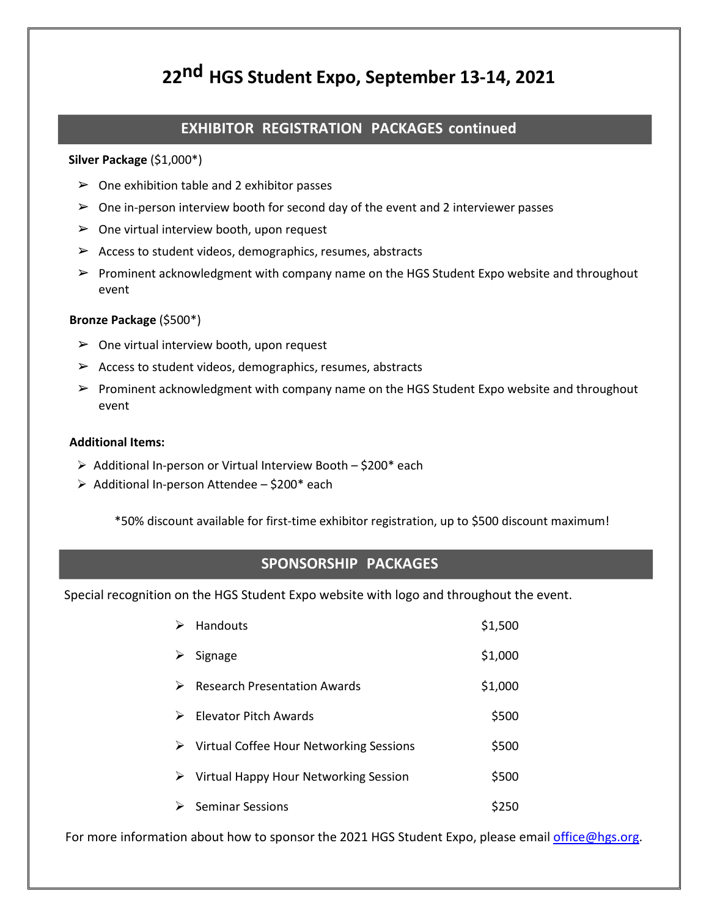# 22nd HGS Student Expo, September 13-14, 2021

## EXHIBITOR REGISTRATION PACKAGES continued

**Silver Package** ($1,000*)

- One exhibition table and 2 exhibitor passes
- One in-person interview booth for second day of the event and 2 interviewer passes
- One virtual interview booth, upon request
- Access to student videos, demographics, resumes, abstracts
- Prominent acknowledgment with company name on the HGS Student Expo website and throughout event

**Bronze Package** ($500*)

- One virtual interview booth, upon request
- Access to student videos, demographics, resumes, abstracts
- Prominent acknowledgment with company name on the HGS Student Expo website and throughout event

**Additional Items:**

- Additional In-person or Virtual Interview Booth – $200* each
- Additional In-person Attendee – $200* each

*50% discount available for first-time exhibitor registration, up to $500 discount maximum!

## SPONSORSHIP PACKAGES

Special recognition on the HGS Student Expo website with logo and throughout the event.

| Item | Price |
|---|---|
| Handouts | $1,500 |
| Signage | $1,000 |
| Research Presentation Awards | $1,000 |
| Elevator Pitch Awards | $500 |
| Virtual Coffee Hour Networking Sessions | $500 |
| Virtual Happy Hour Networking Session | $500 |
| Seminar Sessions | $250 |

For more information about how to sponsor the 2021 HGS Student Expo, please email office@hgs.org.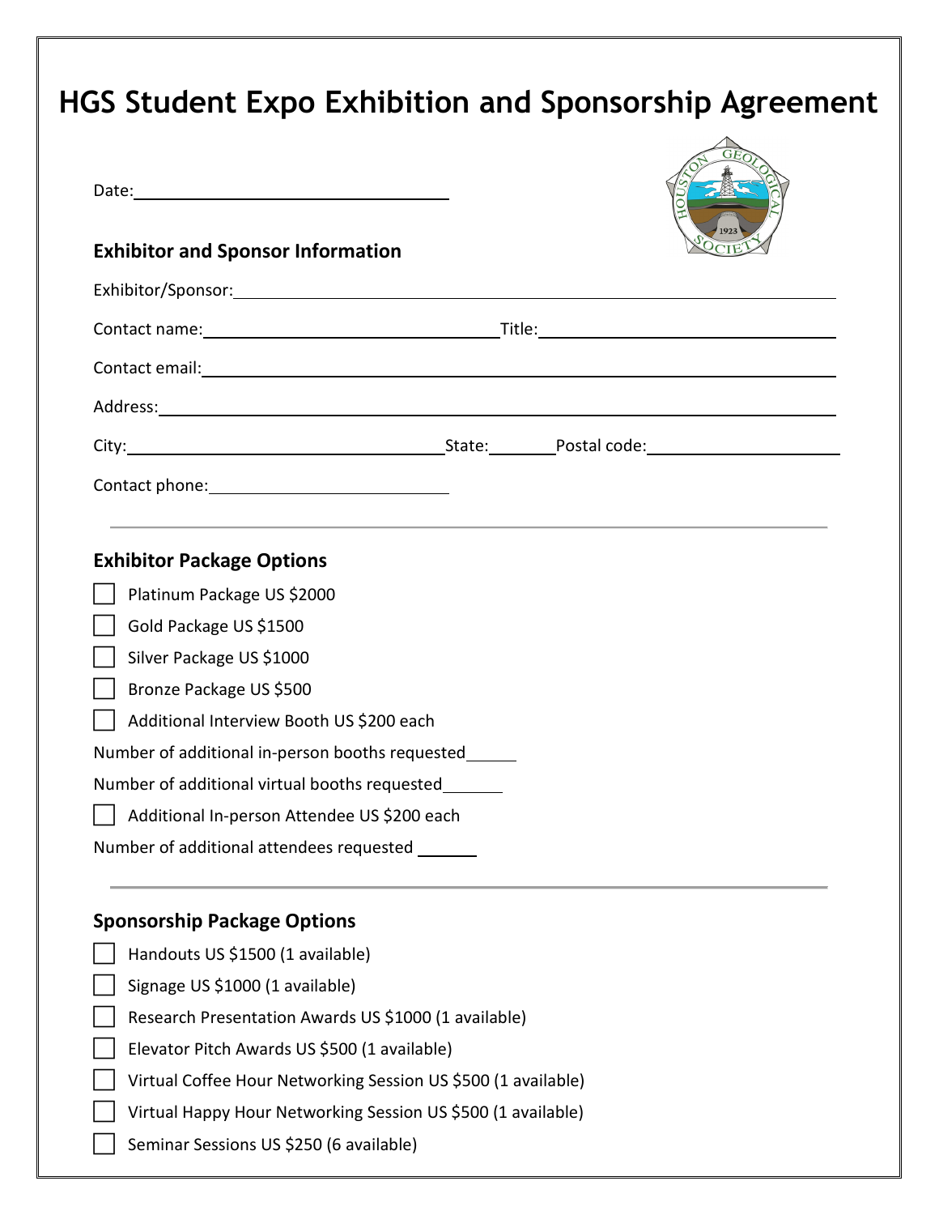# HGS Student Expo Exhibition and Sponsorship Agreement

Date: ______________________________

## Exhibitor and Sponsor Information

Exhibitor/Sponsor: ______________________________

Contact name: ______________________________ Title: ______________________________

Contact email: ______________________________

Address: ______________________________

City: ______________________________ State: ________ Postal code: ______________________________

Contact phone: ______________________________

---

## Exhibitor Package Options

- ☐ Platinum Package US $2000
- ☐ Gold Package US $1500
- ☐ Silver Package US $1000
- ☐ Bronze Package US $500
- ☐ Additional Interview Booth US $200 each

Number of additional in-person booths requested______

Number of additional virtual booths requested_______

- ☐ Additional In-person Attendee US $200 each

Number of additional attendees requested _______

---

## Sponsorship Package Options

- ☐ Handouts US $1500 (1 available)
- ☐ Signage US $1000 (1 available)
- ☐ Research Presentation Awards US $1000 (1 available)
- ☐ Elevator Pitch Awards US $500 (1 available)
- ☐ Virtual Coffee Hour Networking Session US $500 (1 available)
- ☐ Virtual Happy Hour Networking Session US $500 (1 available)
- ☐ Seminar Sessions US $250 (6 available)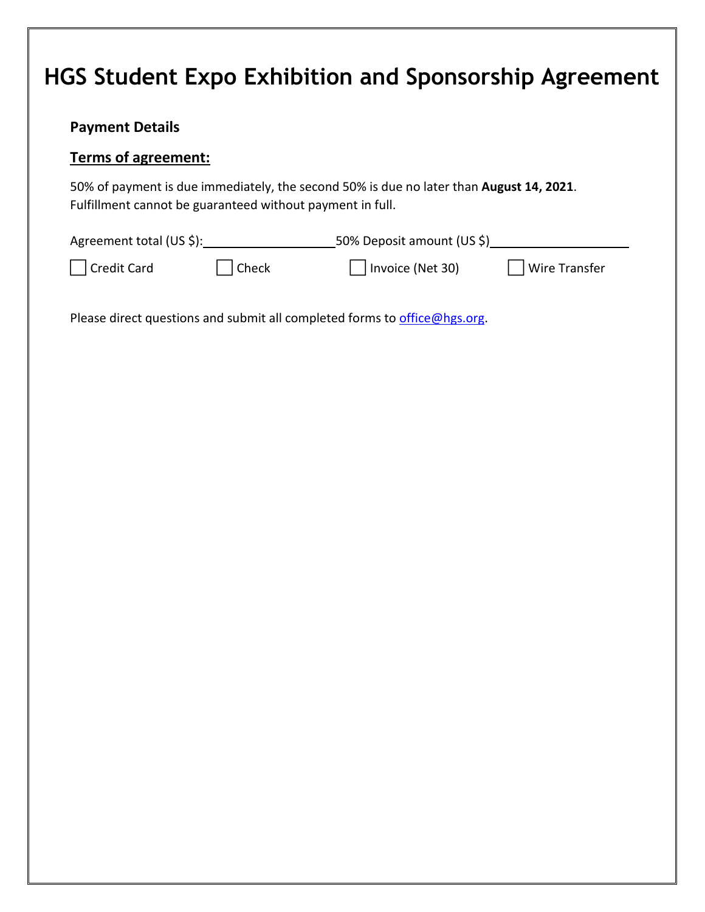# HGS Student Expo Exhibition and Sponsorship Agreement

**Payment Details**

**Terms of agreement:**

50% of payment is due immediately, the second 50% is due no later than **August 14, 2021**. Fulfillment cannot be guaranteed without payment in full.

Agreement total (US $):____________________ 50% Deposit amount (US $)____________________

☐ Credit Card ☐ Check ☐ Invoice (Net 30) ☐ Wire Transfer

Please direct questions and submit all completed forms to office@hgs.org.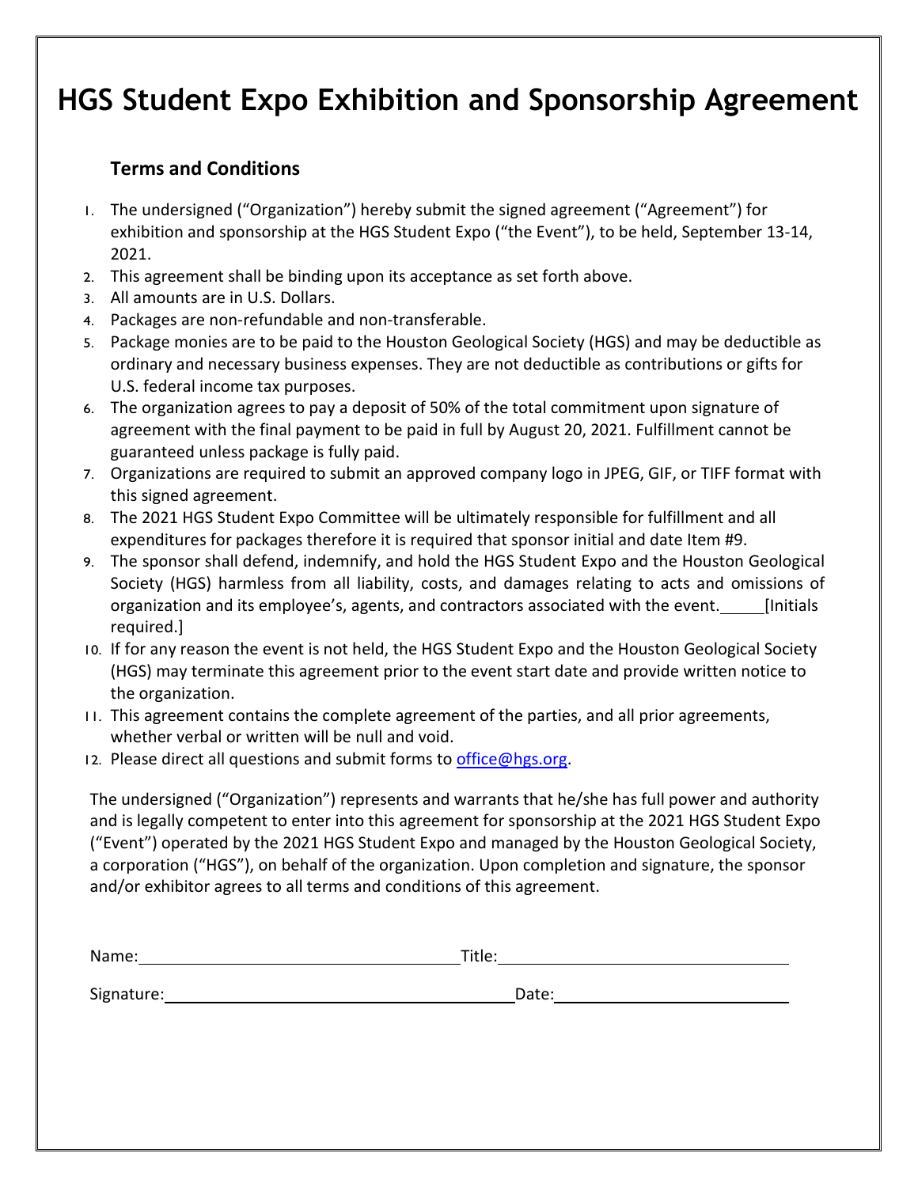# HGS Student Expo Exhibition and Sponsorship Agreement

## Terms and Conditions

1. The undersigned ("Organization") hereby submit the signed agreement ("Agreement") for exhibition and sponsorship at the HGS Student Expo ("the Event"), to be held, September 13-14, 2021.
2. This agreement shall be binding upon its acceptance as set forth above.
3. All amounts are in U.S. Dollars.
4. Packages are non-refundable and non-transferable.
5. Package monies are to be paid to the Houston Geological Society (HGS) and may be deductible as ordinary and necessary business expenses. They are not deductible as contributions or gifts for U.S. federal income tax purposes.
6. The organization agrees to pay a deposit of 50% of the total commitment upon signature of agreement with the final payment to be paid in full by August 20, 2021. Fulfillment cannot be guaranteed unless package is fully paid.
7. Organizations are required to submit an approved company logo in JPEG, GIF, or TIFF format with this signed agreement.
8. The 2021 HGS Student Expo Committee will be ultimately responsible for fulfillment and all expenditures for packages therefore it is required that sponsor initial and date Item #9.
9. The sponsor shall defend, indemnify, and hold the HGS Student Expo and the Houston Geological Society (HGS) harmless from all liability, costs, and damages relating to acts and omissions of organization and its employee's, agents, and contractors associated with the event.\_\_\_\_\_[Initials required.]
10. If for any reason the event is not held, the HGS Student Expo and the Houston Geological Society (HGS) may terminate this agreement prior to the event start date and provide written notice to the organization.
11. This agreement contains the complete agreement of the parties, and all prior agreements, whether verbal or written will be null and void.
12. Please direct all questions and submit forms to [office@hgs.org](mailto:office@hgs.org).

The undersigned ("Organization") represents and warrants that he/she has full power and authority and is legally competent to enter into this agreement for sponsorship at the 2021 HGS Student Expo ("Event") operated by the 2021 HGS Student Expo and managed by the Houston Geological Society, a corporation ("HGS"), on behalf of the organization. Upon completion and signature, the sponsor and/or exhibitor agrees to all terms and conditions of this agreement.

Name:\_\_\_\_\_\_\_\_\_\_\_\_\_\_\_\_\_\_\_\_\_\_\_\_\_\_\_\_\_\_ Title:\_\_\_\_\_\_\_\_\_\_\_\_\_\_\_\_\_\_\_\_\_\_\_\_\_\_\_\_\_\_

Signature:\_\_\_\_\_\_\_\_\_\_\_\_\_\_\_\_\_\_\_\_\_\_\_\_\_\_\_\_\_\_ Date:\_\_\_\_\_\_\_\_\_\_\_\_\_\_\_\_\_\_\_\_\_\_\_\_\_\_\_\_\_\_